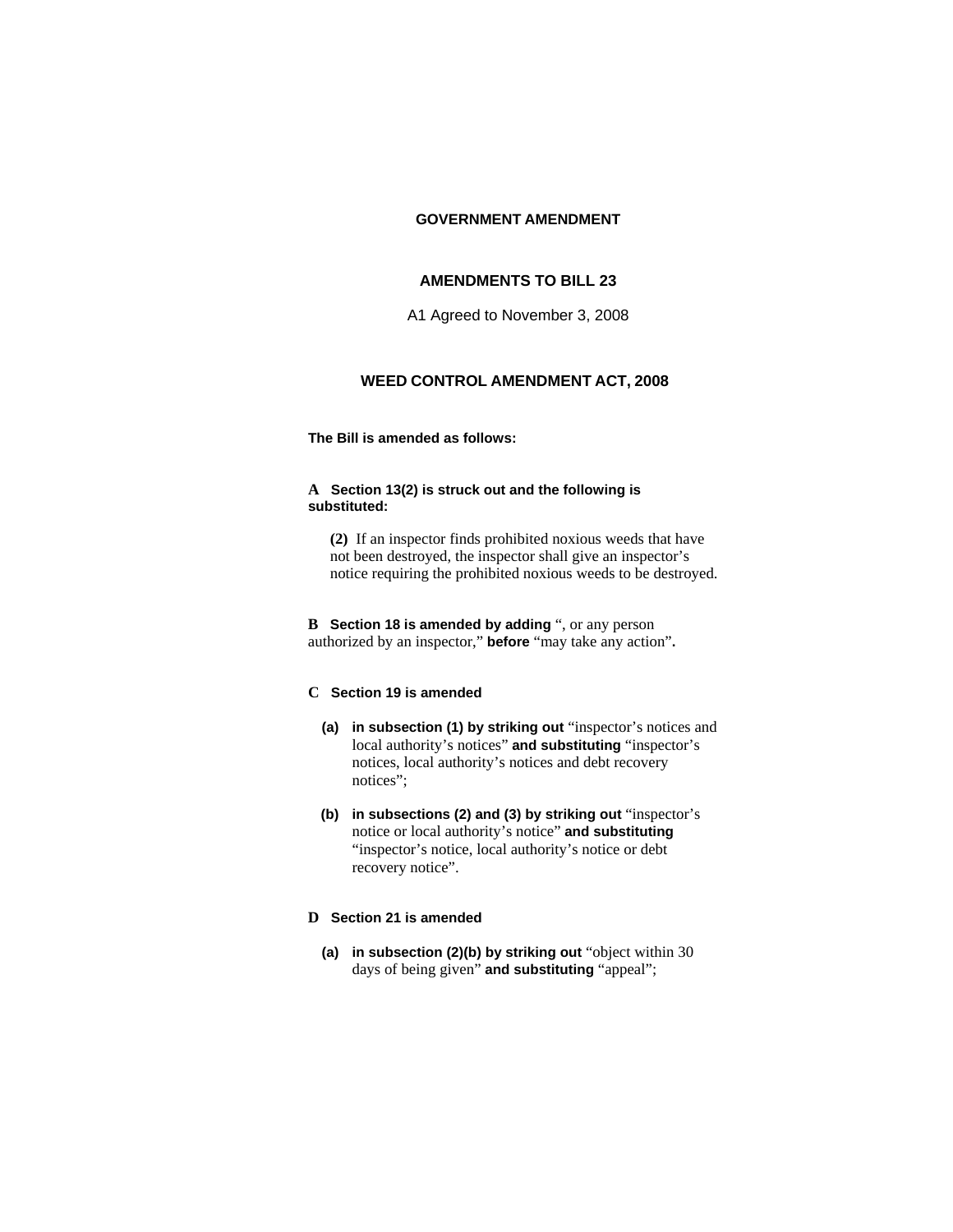**GOVERNMENT AMENDMENT**

**AMENDMENTS TO BILL 23**

A1 Agreed to November 3, 2008

**WEED CONTROL AMENDMENT ACT, 2008**

**The Bill is amended as follows:**

**A Section 13(2) is struck out and the following is substituted:**

> **(2)** If an inspector finds prohibited noxious weeds that have not been destroyed, the inspector shall give an inspector's notice requiring the prohibited noxious weeds to be destroyed.

**B Section 18 is amended by adding** ", or any person authorized by an inspector," **before** "may take any action"**.**

**C Section 19 is amended**

- **(a) in subsection (1) by striking out** "inspector's notices and local authority's notices" **and substituting** "inspector's notices, local authority's notices and debt recovery notices";
- **(b) in subsections (2) and (3) by striking out** "inspector's notice or local authority's notice" **and substituting** "inspector's notice, local authority's notice or debt recovery notice".

**D Section 21 is amended**

- **(a) in subsection (2)(b) by striking out** "object within 30 days of being given" **and substituting** "appeal";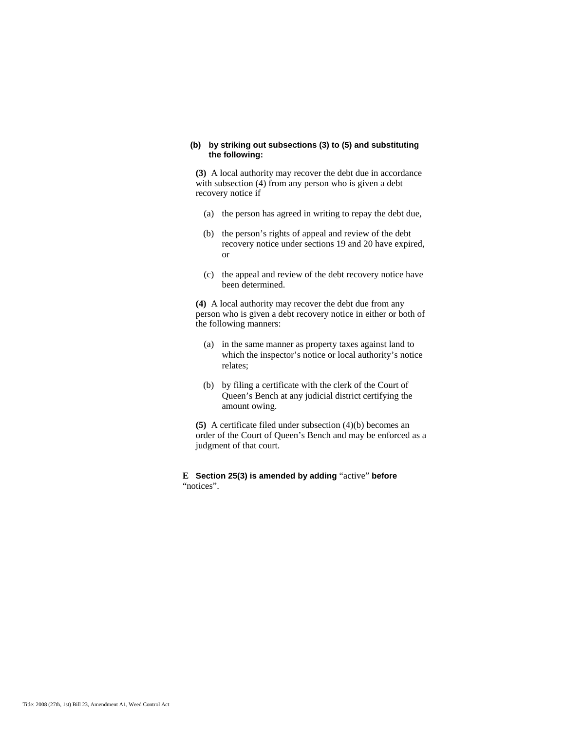**(b) by striking out subsections (3) to (5) and substituting the following:**

**(3)** A local authority may recover the debt due in accordance with subsection (4) from any person who is given a debt recovery notice if

(a) the person has agreed in writing to repay the debt due,

(b) the person's rights of appeal and review of the debt recovery notice under sections 19 and 20 have expired, or

(c) the appeal and review of the debt recovery notice have been determined.

**(4)** A local authority may recover the debt due from any person who is given a debt recovery notice in either or both of the following manners:

(a) in the same manner as property taxes against land to which the inspector's notice or local authority's notice relates;

(b) by filing a certificate with the clerk of the Court of Queen's Bench at any judicial district certifying the amount owing.

**(5)** A certificate filed under subsection (4)(b) becomes an order of the Court of Queen's Bench and may be enforced as a judgment of that court.

**E Section 25(3) is amended by adding** "active" **before** "notices".